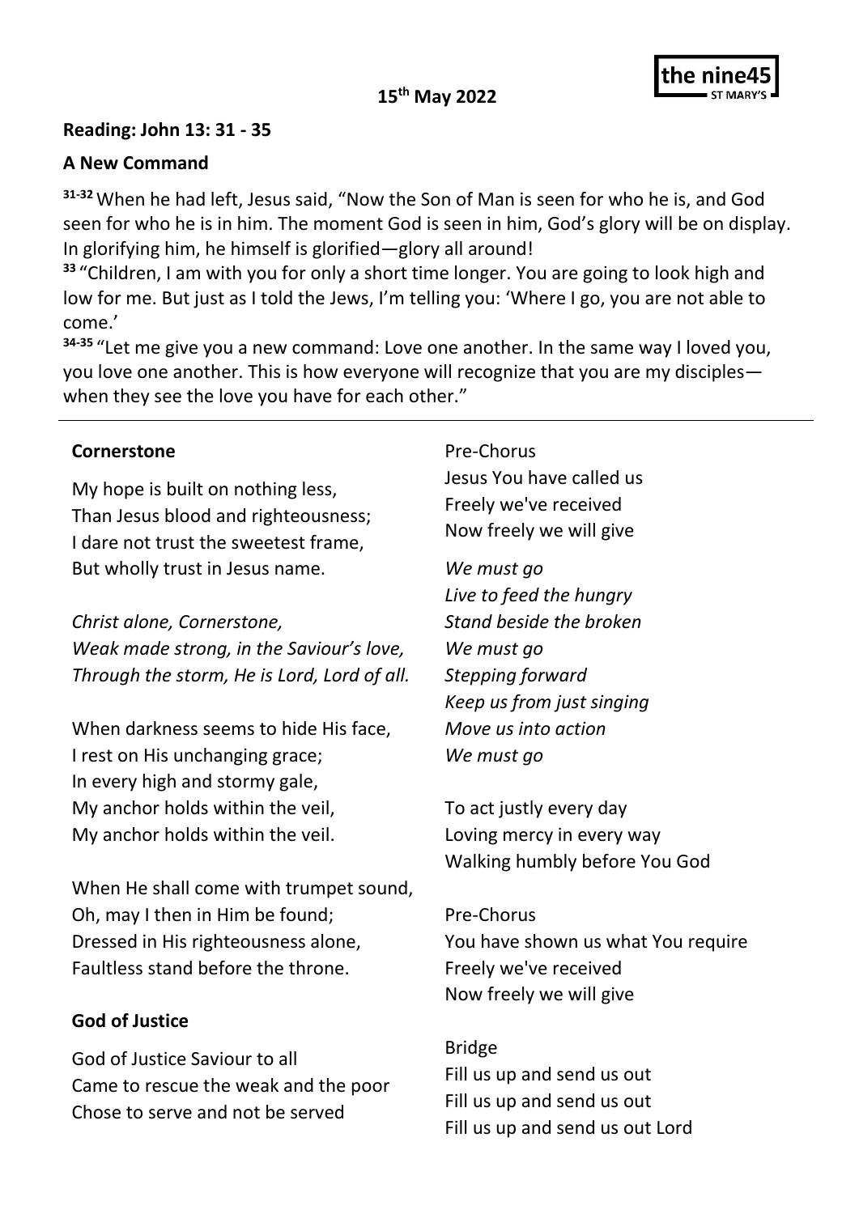**15th May 2022**

the nine45
ST MARY'S

**Reading: John 13: 31 - 35**

**A New Command**

[31-32] When he had left, Jesus said, "Now the Son of Man is seen for who he is, and God seen for who he is in him. The moment God is seen in him, God's glory will be on display. In glorifying him, he himself is glorified—glory all around!
[33] "Children, I am with you for only a short time longer. You are going to look high and low for me. But just as I told the Jews, I'm telling you: 'Where I go, you are not able to come.'
[34-35] "Let me give you a new command: Love one another. In the same way I loved you, you love one another. This is how everyone will recognize that you are my disciples—when they see the love you have for each other."

---

**Cornerstone**

My hope is built on nothing less,
Than Jesus blood and righteousness;
I dare not trust the sweetest frame,
But wholly trust in Jesus name.

*Christ alone, Cornerstone,*
*Weak made strong, in the Saviour's love,*
*Through the storm, He is Lord, Lord of all.*

When darkness seems to hide His face,
I rest on His unchanging grace;
In every high and stormy gale,
My anchor holds within the veil,
My anchor holds within the veil.

When He shall come with trumpet sound,
Oh, may I then in Him be found;
Dressed in His righteousness alone,
Faultless stand before the throne.

**God of Justice**

God of Justice Saviour to all
Came to rescue the weak and the poor
Chose to serve and not be served

Pre-Chorus
Jesus You have called us
Freely we've received
Now freely we will give

*We must go*
*Live to feed the hungry*
*Stand beside the broken*
*We must go*
*Stepping forward*
*Keep us from just singing*
*Move us into action*
*We must go*

To act justly every day
Loving mercy in every way
Walking humbly before You God

Pre-Chorus
You have shown us what You require
Freely we've received
Now freely we will give

Bridge
Fill us up and send us out
Fill us up and send us out
Fill us up and send us out Lord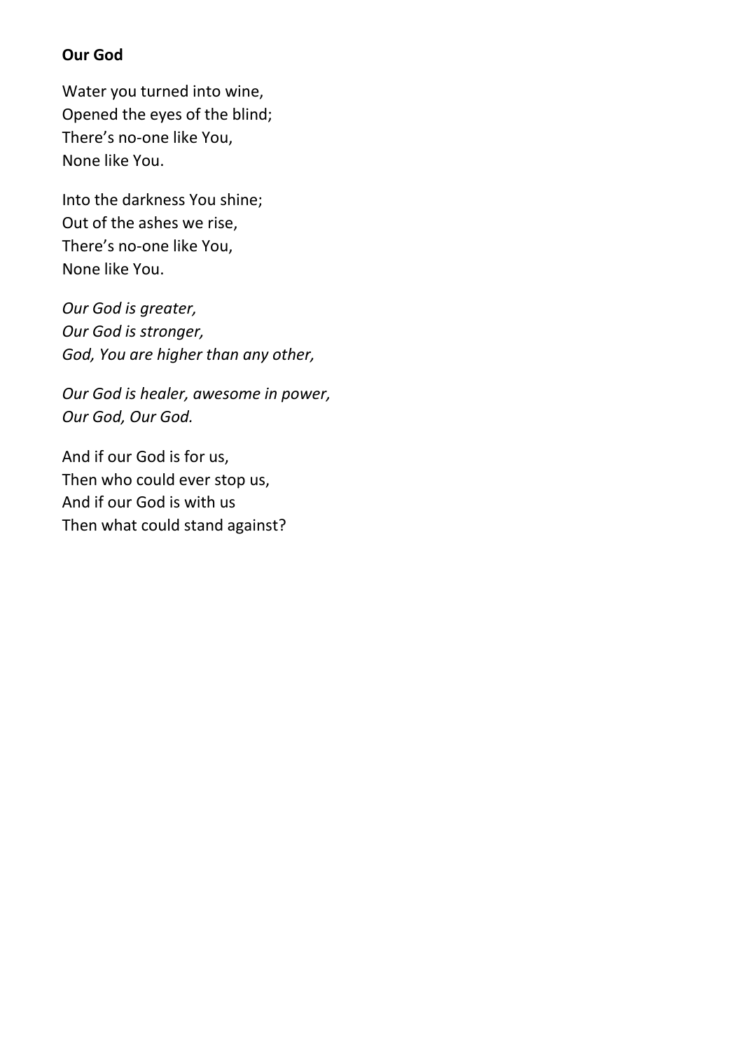**Our God**

Water you turned into wine,
Opened the eyes of the blind;
There's no-one like You,
None like You.

Into the darkness You shine;
Out of the ashes we rise,
There's no-one like You,
None like You.

*Our God is greater,
Our God is stronger,
God, You are higher than any other,*

*Our God is healer, awesome in power,
Our God, Our God.*

And if our God is for us,
Then who could ever stop us,
And if our God is with us
Then what could stand against?